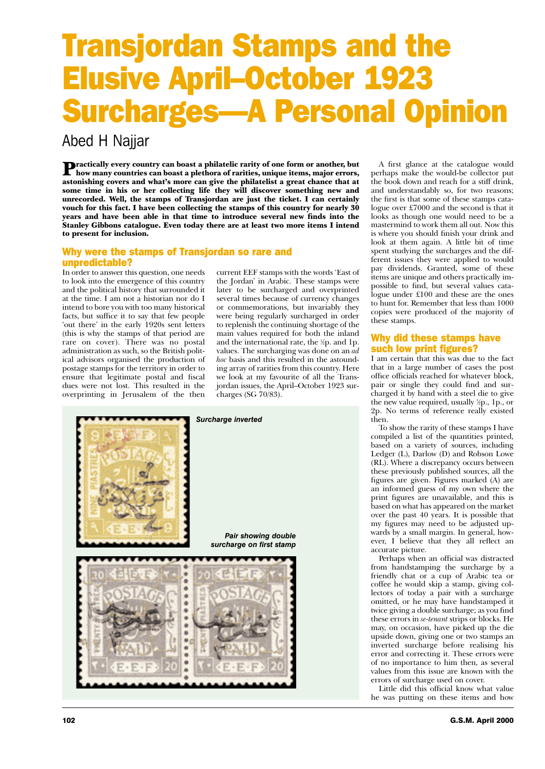# Transjordan Stamps and the Elusive April–October 1923 Surcharges—A Personal Opinion

Abed H Najjar

**Practically every country can boast a philatelic rarity of one form or another, but how many countries can boast a plethora of rarities, unique items, major errors, astonishing covers and what's more can give the philatelist a great chance that at some time in his or her collecting life they will discover something new and unrecorded. Well, the stamps of Transjordan are just the ticket. I can certainly vouch for this fact. I have been collecting the stamps of this country for nearly 30 years and have been able in that time to introduce several new finds into the Stanley Gibbons catalogue. Even today there are at least two more items I intend to present for inclusion.**

## Why were the stamps of Transjordan so rare and unpredictable?

In order to answer this question, one needs to look into the emergence of this country and the political history that surrounded it at the time. I am not a historian nor do I intend to bore you with too many historical facts, but suffice it to say that few people 'out there' in the early 1920s sent letters (this is why the stamps of that period are rare on cover). There was no postal administration as such, so the British political advisors organised the production of postage stamps for the territory in order to ensure that legitimate postal and fiscal dues were not lost. This resulted in the overprinting in Jerusalem of the then current EEF stamps with the words 'East of the Jordan' in Arabic. These stamps were later to be surcharged and overprinted several times because of currency changes or commemorations, but invariably they were being regularly surcharged in order to replenish the continuing shortage of the main values required for both the inland and the international rate, the ½p. and 1p. values. The surcharging was done on an *ad hoc* basis and this resulted in the astounding array of rarities from this country. Here we look at my favourite of all the Transjordan issues, the April–October 1923 surcharges (SG 70/83).

*Surcharge inverted*

*Pair showing double surcharge on first stamp*

A first glance at the catalogue would perhaps make the would-be collector put the book down and reach for a stiff drink, and understandably so, for two reasons; the first is that some of these stamps catalogue over £7000 and the second is that it looks as though one would need to be a mastermind to work them all out. Now this is where you should finish your drink and look at them again. A little bit of time spent studying the surcharges and the different issues they were applied to would pay dividends. Granted, some of these items are unique and others practically impossible to find, but several values catalogue under £100 and these are the ones to hunt for. Remember that less than 1000 copies were produced of the majority of these stamps.

## Why did these stamps have such low print figures?

I am certain that this was due to the fact that in a large number of cases the post office officials reached for whatever block, pair or single they could find and surcharged it by hand with a steel die to give the new value required, usually ½p., 1p., or 2p. No terms of reference really existed then.

To show the rarity of these stamps I have compiled a list of the quantities printed, based on a variety of sources, including Ledger (L), Darlow (D) and Robson Lowe (RL). Where a discrepancy occurs between these previously published sources, all the figures are given. Figures marked (A) are an informed guess of my own where the print figures are unavailable, and this is based on what has appeared on the market over the past 40 years. It is possible that my figures may need to be adjusted upwards by a small margin. In general, however, I believe that they all reflect an accurate picture.

Perhaps when an official was distracted from handstamping the surcharge by a friendly chat or a cup of Arabic tea or coffee he would skip a stamp, giving collectors of today a pair with a surcharge omitted, or he may have handstamped it twice giving a double surcharge; as you find these errors in *se-tenant* strips or blocks. He may, on occasion, have picked up the die upside down, giving one or two stamps an inverted surcharge before realising his error and correcting it. These errors were of no importance to him then, as several values from this issue are known with the errors of surcharge used on cover.

Little did this official know what value he was putting on these items and how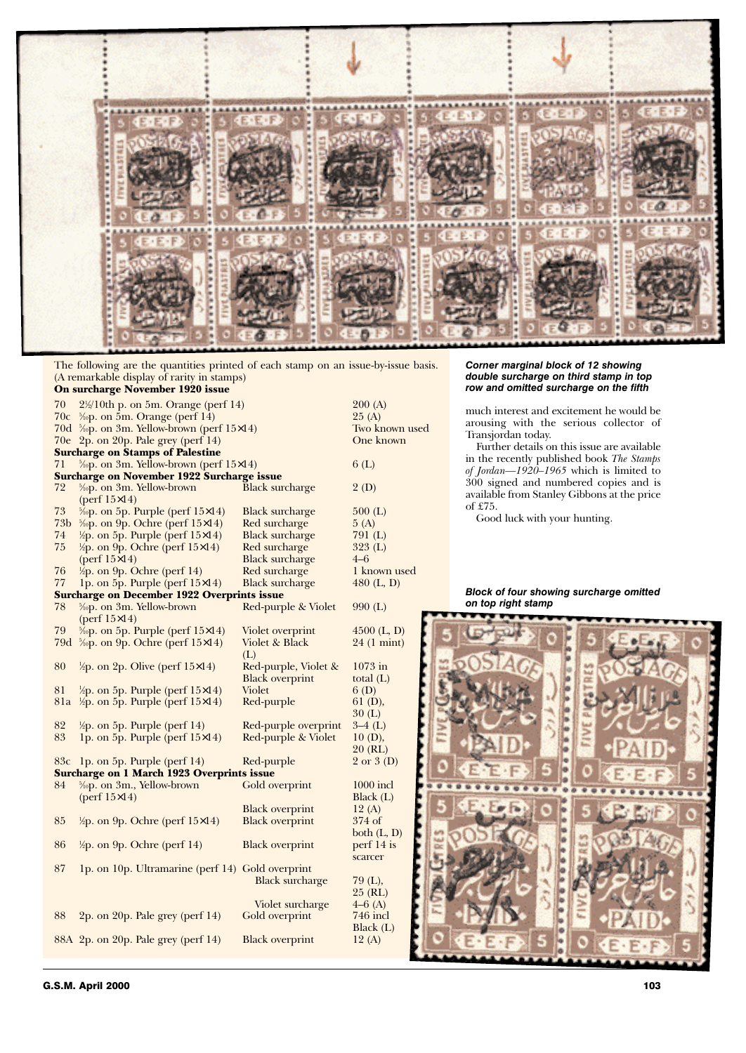The following are the quantities printed of each stamp on an issue-by-issue basis. (A remarkable display of rarity in stamps)

| | | | |
|---|---|---|---|
| **On surcharge November 1920 issue** | | | |
| 70 | 2½/10th p. on 5m. Orange (perf 14) | | 200 (A) |
| 70c | ⅗₀p. on 5m. Orange (perf 14) | | 25 (A) |
| 70d | ⅗₀p. on 3m. Yellow-brown (perf 15×14) | | Two known used |
| 70e | 2p. on 20p. Pale grey (perf 14) | | One known |
| **Surcharge on Stamps of Palestine** | | | |
| 71 | ⅗₀p. on 3m. Yellow-brown (perf 15×14) | | 6 (L) |
| **Surcharge on November 1922 Surcharge issue** | | | |
| 72 | ⅗₀p. on 3m. Yellow-brown (perf 15×14) | Black surcharge | 2 (D) |
| 73 | ⅗₀p. on 5p. Purple (perf 15×14) | Black surcharge | 500 (L) |
| 73b | ⅗₀p. on 9p. Ochre (perf 15×14) | Red surcharge | 5 (A) |
| 74 | ½p. on 5p. Purple (perf 15×14) | Black surcharge | 791 (L) |
| 75 | ½p. on 9p. Ochre (perf 15×14) | Red surcharge | 323 (L) |
| | (perf 15×14) | Black surcharge | 4–6 |
| 76 | ½p. on 9p. Ochre (perf 14) | Red surcharge | 1 known used |
| 77 | 1p. on 5p. Purple (perf 15×14) | Black surcharge | 480 (L, D) |
| **Surcharge on December 1922 Overprints issue** | | | |
| 78 | ⅗₀p. on 3m. Yellow-brown (perf 15×14) | Red-purple & Violet | 990 (L) |
| 79 | ⅗₀p. on 5p. Purple (perf 15×14) | Violet overprint | 4500 (L, D) |
| 79d | ⅗₀p. on 9p. Ochre (perf 15×14) | Violet & Black (L) | 24 (1 mint) |
| 80 | ½p. on 2p. Olive (perf 15×14) | Red-purple, Violet & Black overprint | 1073 in total (L) |
| 81 | ½p. on 5p. Purple (perf 15×14) | Violet | 6 (D) |
| 81a | ½p. on 5p. Purple (perf 15×14) | Red-purple | 61 (D), 30 (L) |
| 82 | ½p. on 5p. Purple (perf 14) | Red-purple overprint | 3–4 (L) |
| 83 | 1p. on 5p. Purple (perf 15×14) | Red-purple & Violet | 10 (D), 20 (RL) |
| 83c | 1p. on 5p. Purple (perf 14) | Red-purple | 2 or 3 (D) |
| **Surcharge on 1 March 1923 Overprints issue** | | | |
| 84 | ⅗₀p. on 3m., Yellow-brown (perf 15×14) | Gold overprint | 1000 incl Black (L) |
| | | Black overprint | 12 (A) |
| 85 | ½p. on 9p. Ochre (perf 15×14) | Black overprint | 374 of both (L, D) |
| 86 | ½p. on 9p. Ochre (perf 14) | Black overprint | perf 14 is scarcer |
| 87 | 1p. on 10p. Ultramarine (perf 14) | Gold overprint | |
| | | Black surcharge | 79 (L), 25 (RL) |
| | | Violet surcharge | 4–6 (A) |
| 88 | 2p. on 20p. Pale grey (perf 14) | Gold overprint | 746 incl Black (L) |
| 88A | 2p. on 20p. Pale grey (perf 14) | Black overprint | 12 (A) |

***Corner marginal block of 12 showing double surcharge on third stamp in top row and omitted surcharge on the fifth***

much interest and excitement he would be arousing with the serious collector of Transjordan today.

Further details on this issue are available in the recently published book *The Stamps of Jordan—1920–1965* which is limited to 300 signed and numbered copies and is available from Stanley Gibbons at the price of £75.

Good luck with your hunting.

***Block of four showing surcharge omitted on top right stamp***